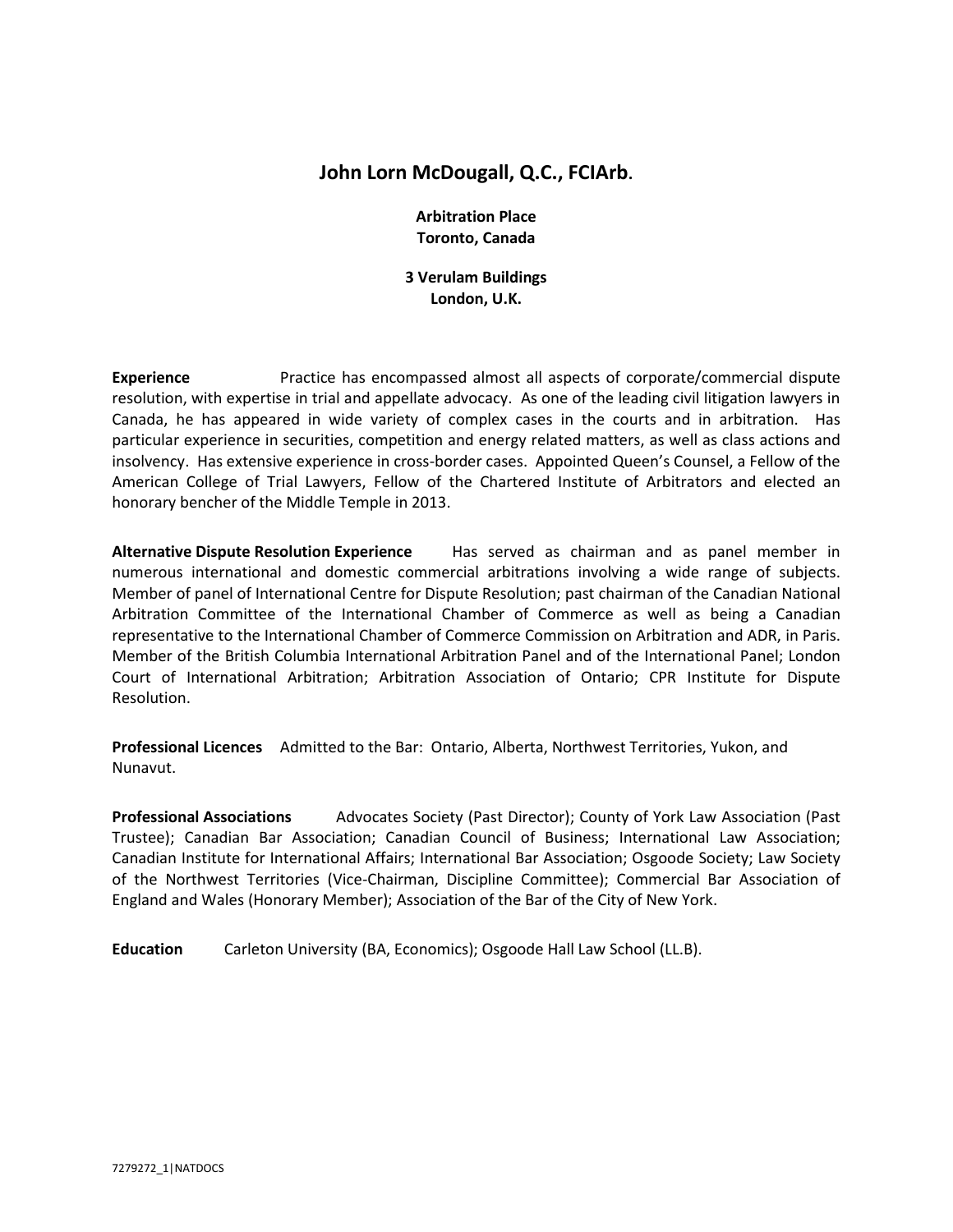# John Lorn McDougall, Q.C., FCIArb.

**Arbitration Place**
**Toronto, Canada**

**3 Verulam Buildings**
**London, U.K.**

**Experience** Practice has encompassed almost all aspects of corporate/commercial dispute resolution, with expertise in trial and appellate advocacy. As one of the leading civil litigation lawyers in Canada, he has appeared in wide variety of complex cases in the courts and in arbitration. Has particular experience in securities, competition and energy related matters, as well as class actions and insolvency. Has extensive experience in cross-border cases. Appointed Queen's Counsel, a Fellow of the American College of Trial Lawyers, Fellow of the Chartered Institute of Arbitrators and elected an honorary bencher of the Middle Temple in 2013.

**Alternative Dispute Resolution Experience** Has served as chairman and as panel member in numerous international and domestic commercial arbitrations involving a wide range of subjects. Member of panel of International Centre for Dispute Resolution; past chairman of the Canadian National Arbitration Committee of the International Chamber of Commerce as well as being a Canadian representative to the International Chamber of Commerce Commission on Arbitration and ADR, in Paris. Member of the British Columbia International Arbitration Panel and of the International Panel; London Court of International Arbitration; Arbitration Association of Ontario; CPR Institute for Dispute Resolution.

**Professional Licences** Admitted to the Bar: Ontario, Alberta, Northwest Territories, Yukon, and Nunavut.

**Professional Associations** Advocates Society (Past Director); County of York Law Association (Past Trustee); Canadian Bar Association; Canadian Council of Business; International Law Association; Canadian Institute for International Affairs; International Bar Association; Osgoode Society; Law Society of the Northwest Territories (Vice-Chairman, Discipline Committee); Commercial Bar Association of England and Wales (Honorary Member); Association of the Bar of the City of New York.

**Education** Carleton University (BA, Economics); Osgoode Hall Law School (LL.B).

7279272_1|NATDOCS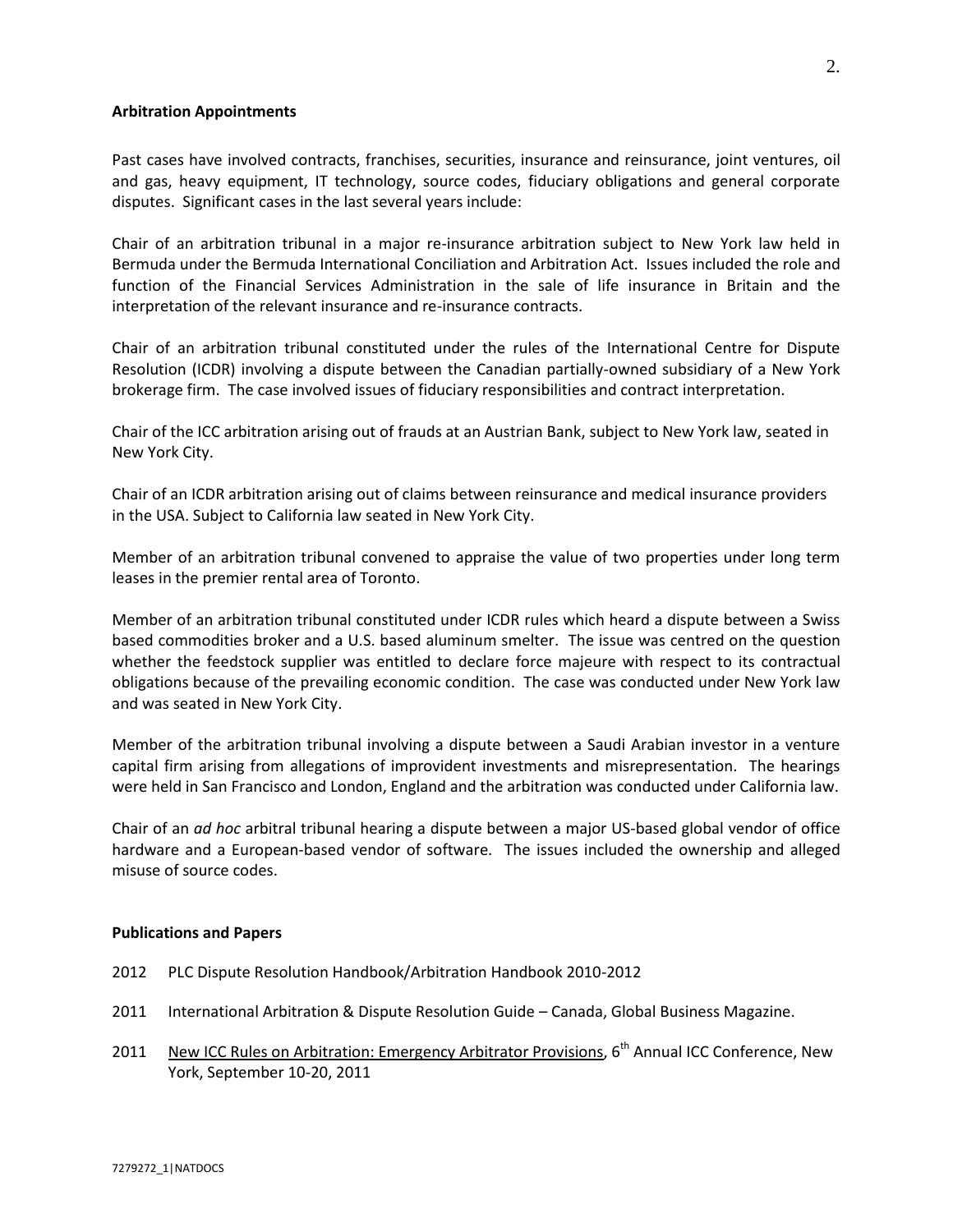**Arbitration Appointments**

Past cases have involved contracts, franchises, securities, insurance and reinsurance, joint ventures, oil and gas, heavy equipment, IT technology, source codes, fiduciary obligations and general corporate disputes. Significant cases in the last several years include:

Chair of an arbitration tribunal in a major re-insurance arbitration subject to New York law held in Bermuda under the Bermuda International Conciliation and Arbitration Act. Issues included the role and function of the Financial Services Administration in the sale of life insurance in Britain and the interpretation of the relevant insurance and re-insurance contracts.

Chair of an arbitration tribunal constituted under the rules of the International Centre for Dispute Resolution (ICDR) involving a dispute between the Canadian partially-owned subsidiary of a New York brokerage firm. The case involved issues of fiduciary responsibilities and contract interpretation.

Chair of the ICC arbitration arising out of frauds at an Austrian Bank, subject to New York law, seated in New York City.

Chair of an ICDR arbitration arising out of claims between reinsurance and medical insurance providers in the USA. Subject to California law seated in New York City.

Member of an arbitration tribunal convened to appraise the value of two properties under long term leases in the premier rental area of Toronto.

Member of an arbitration tribunal constituted under ICDR rules which heard a dispute between a Swiss based commodities broker and a U.S. based aluminum smelter. The issue was centred on the question whether the feedstock supplier was entitled to declare force majeure with respect to its contractual obligations because of the prevailing economic condition. The case was conducted under New York law and was seated in New York City.

Member of the arbitration tribunal involving a dispute between a Saudi Arabian investor in a venture capital firm arising from allegations of improvident investments and misrepresentation. The hearings were held in San Francisco and London, England and the arbitration was conducted under California law.

Chair of an *ad hoc* arbitral tribunal hearing a dispute between a major US-based global vendor of office hardware and a European-based vendor of software. The issues included the ownership and alleged misuse of source codes.

**Publications and Papers**

2012 PLC Dispute Resolution Handbook/Arbitration Handbook 2010-2012

2011 International Arbitration & Dispute Resolution Guide – Canada, Global Business Magazine.

2011 New ICC Rules on Arbitration: Emergency Arbitrator Provisions, 6th Annual ICC Conference, New York, September 10-20, 2011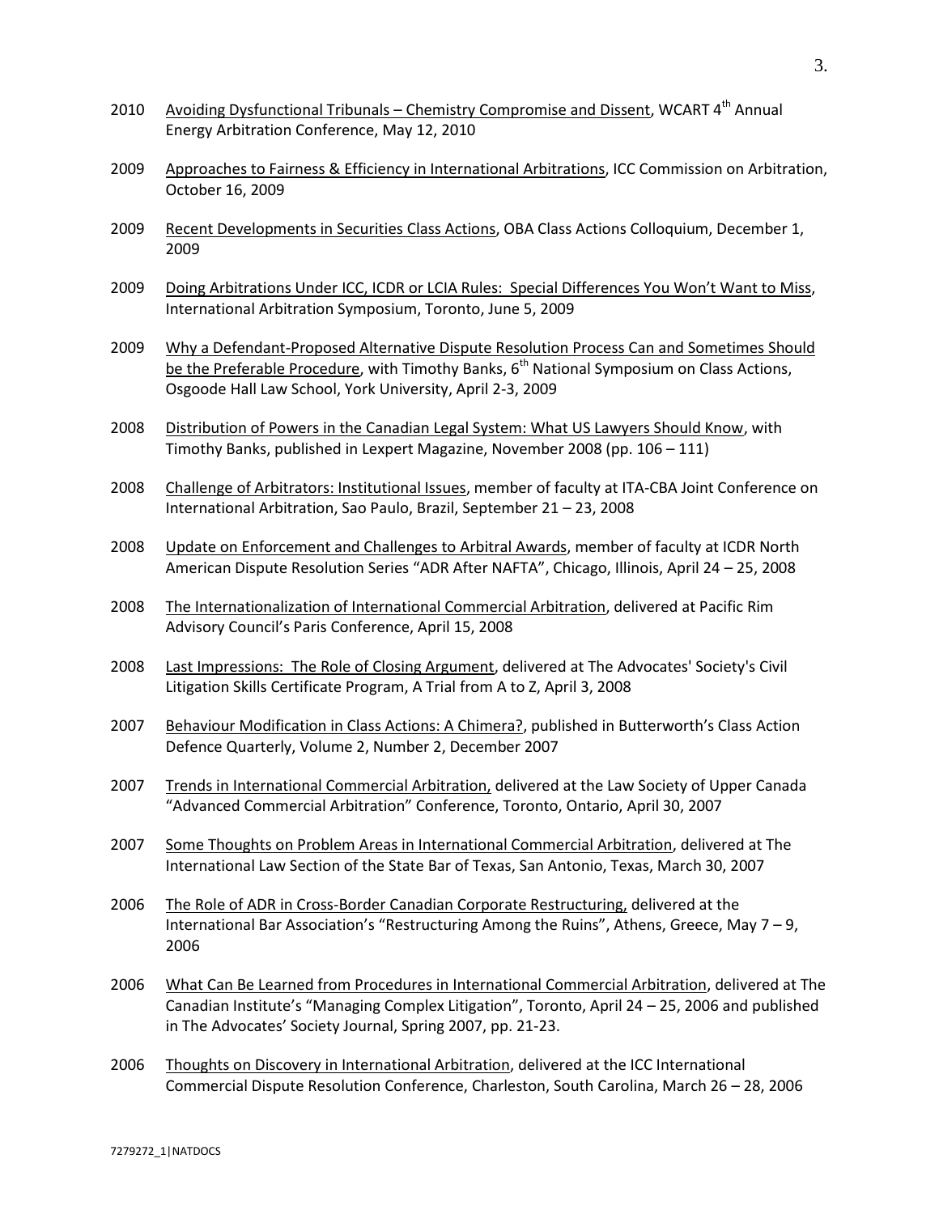2010 Avoiding Dysfunctional Tribunals – Chemistry Compromise and Dissent, WCART 4th Annual Energy Arbitration Conference, May 12, 2010

2009 Approaches to Fairness & Efficiency in International Arbitrations, ICC Commission on Arbitration, October 16, 2009

2009 Recent Developments in Securities Class Actions, OBA Class Actions Colloquium, December 1, 2009

2009 Doing Arbitrations Under ICC, ICDR or LCIA Rules: Special Differences You Won't Want to Miss, International Arbitration Symposium, Toronto, June 5, 2009

2009 Why a Defendant-Proposed Alternative Dispute Resolution Process Can and Sometimes Should be the Preferable Procedure, with Timothy Banks, 6th National Symposium on Class Actions, Osgoode Hall Law School, York University, April 2-3, 2009

2008 Distribution of Powers in the Canadian Legal System: What US Lawyers Should Know, with Timothy Banks, published in Lexpert Magazine, November 2008 (pp. 106 – 111)

2008 Challenge of Arbitrators: Institutional Issues, member of faculty at ITA-CBA Joint Conference on International Arbitration, Sao Paulo, Brazil, September 21 – 23, 2008

2008 Update on Enforcement and Challenges to Arbitral Awards, member of faculty at ICDR North American Dispute Resolution Series "ADR After NAFTA", Chicago, Illinois, April 24 – 25, 2008

2008 The Internationalization of International Commercial Arbitration, delivered at Pacific Rim Advisory Council's Paris Conference, April 15, 2008

2008 Last Impressions: The Role of Closing Argument, delivered at The Advocates' Society's Civil Litigation Skills Certificate Program, A Trial from A to Z, April 3, 2008

2007 Behaviour Modification in Class Actions: A Chimera?, published in Butterworth's Class Action Defence Quarterly, Volume 2, Number 2, December 2007

2007 Trends in International Commercial Arbitration, delivered at the Law Society of Upper Canada "Advanced Commercial Arbitration" Conference, Toronto, Ontario, April 30, 2007

2007 Some Thoughts on Problem Areas in International Commercial Arbitration, delivered at The International Law Section of the State Bar of Texas, San Antonio, Texas, March 30, 2007

2006 The Role of ADR in Cross-Border Canadian Corporate Restructuring, delivered at the International Bar Association's "Restructuring Among the Ruins", Athens, Greece, May 7 – 9, 2006

2006 What Can Be Learned from Procedures in International Commercial Arbitration, delivered at The Canadian Institute's "Managing Complex Litigation", Toronto, April 24 – 25, 2006 and published in The Advocates' Society Journal, Spring 2007, pp. 21-23.

2006 Thoughts on Discovery in International Arbitration, delivered at the ICC International Commercial Dispute Resolution Conference, Charleston, South Carolina, March 26 – 28, 2006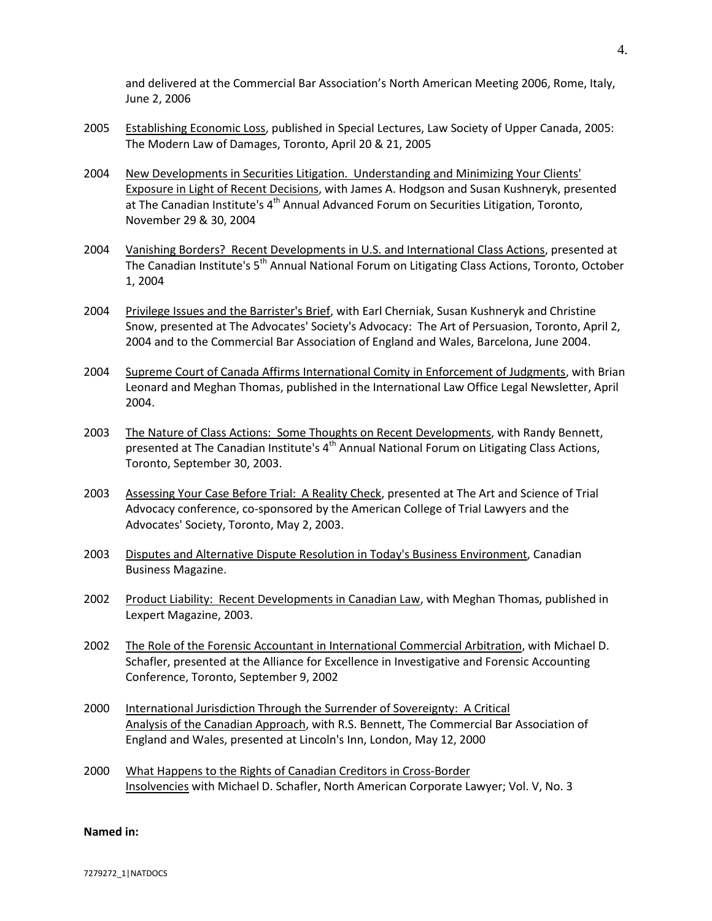and delivered at the Commercial Bar Association's North American Meeting 2006, Rome, Italy, June 2, 2006

2005 Establishing Economic Loss, published in Special Lectures, Law Society of Upper Canada, 2005: The Modern Law of Damages, Toronto, April 20 & 21, 2005

2004 New Developments in Securities Litigation. Understanding and Minimizing Your Clients' Exposure in Light of Recent Decisions, with James A. Hodgson and Susan Kushneryk, presented at The Canadian Institute's 4th Annual Advanced Forum on Securities Litigation, Toronto, November 29 & 30, 2004

2004 Vanishing Borders? Recent Developments in U.S. and International Class Actions, presented at The Canadian Institute's 5th Annual National Forum on Litigating Class Actions, Toronto, October 1, 2004

2004 Privilege Issues and the Barrister's Brief, with Earl Cherniak, Susan Kushneryk and Christine Snow, presented at The Advocates' Society's Advocacy: The Art of Persuasion, Toronto, April 2, 2004 and to the Commercial Bar Association of England and Wales, Barcelona, June 2004.

2004 Supreme Court of Canada Affirms International Comity in Enforcement of Judgments, with Brian Leonard and Meghan Thomas, published in the International Law Office Legal Newsletter, April 2004.

2003 The Nature of Class Actions: Some Thoughts on Recent Developments, with Randy Bennett, presented at The Canadian Institute's 4th Annual National Forum on Litigating Class Actions, Toronto, September 30, 2003.

2003 Assessing Your Case Before Trial: A Reality Check, presented at The Art and Science of Trial Advocacy conference, co-sponsored by the American College of Trial Lawyers and the Advocates' Society, Toronto, May 2, 2003.

2003 Disputes and Alternative Dispute Resolution in Today's Business Environment, Canadian Business Magazine.

2002 Product Liability: Recent Developments in Canadian Law, with Meghan Thomas, published in Lexpert Magazine, 2003.

2002 The Role of the Forensic Accountant in International Commercial Arbitration, with Michael D. Schafler, presented at the Alliance for Excellence in Investigative and Forensic Accounting Conference, Toronto, September 9, 2002

2000 International Jurisdiction Through the Surrender of Sovereignty: A Critical Analysis of the Canadian Approach, with R.S. Bennett, The Commercial Bar Association of England and Wales, presented at Lincoln's Inn, London, May 12, 2000

2000 What Happens to the Rights of Canadian Creditors in Cross-Border Insolvencies with Michael D. Schafler, North American Corporate Lawyer; Vol. V, No. 3

**Named in:**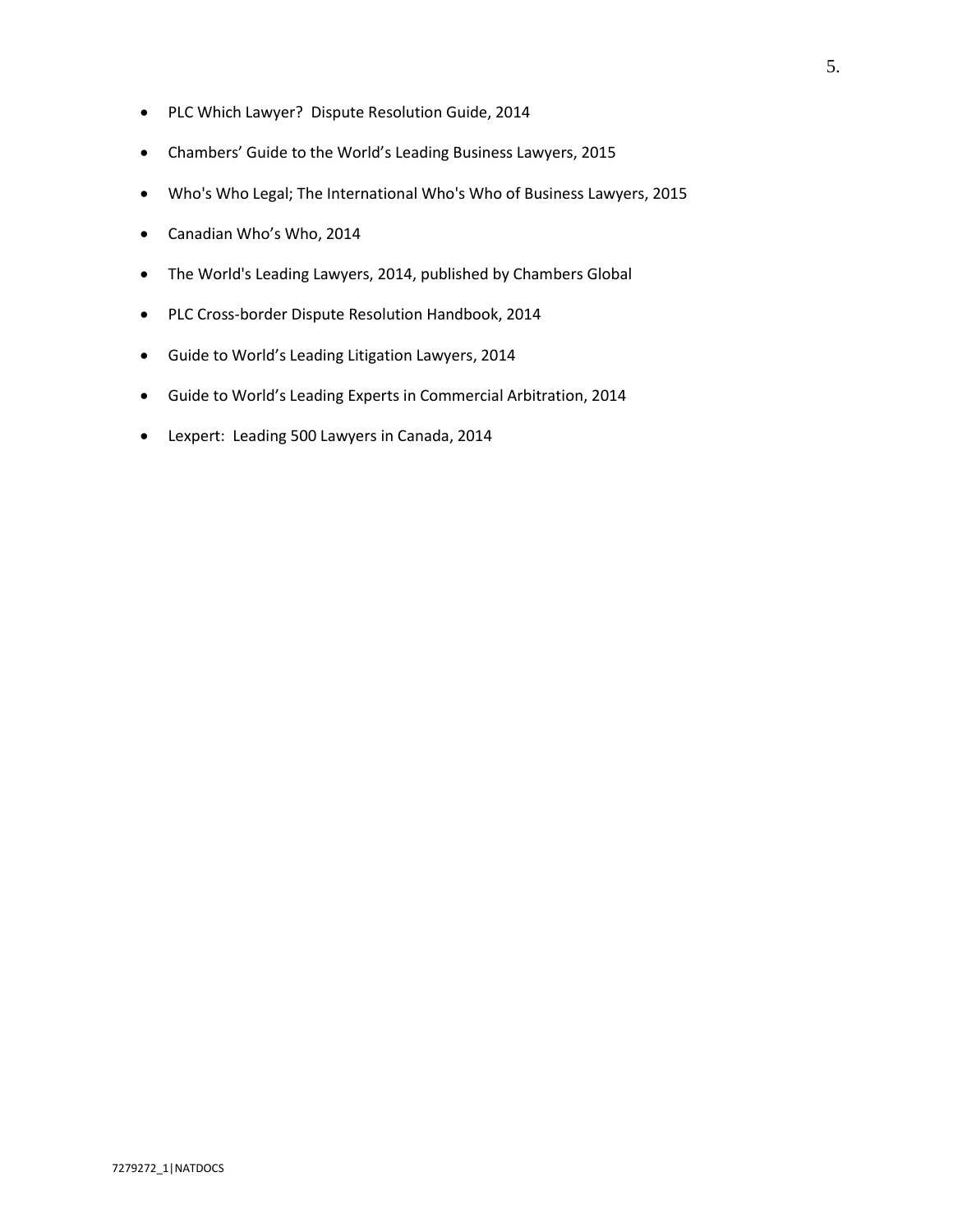- PLC Which Lawyer?  Dispute Resolution Guide, 2014
- Chambers' Guide to the World's Leading Business Lawyers, 2015
- Who's Who Legal; The International Who's Who of Business Lawyers, 2015
- Canadian Who's Who, 2014
- The World's Leading Lawyers, 2014, published by Chambers Global
- PLC Cross-border Dispute Resolution Handbook, 2014
- Guide to World's Leading Litigation Lawyers, 2014
- Guide to World's Leading Experts in Commercial Arbitration, 2014
- Lexpert:  Leading 500 Lawyers in Canada, 2014